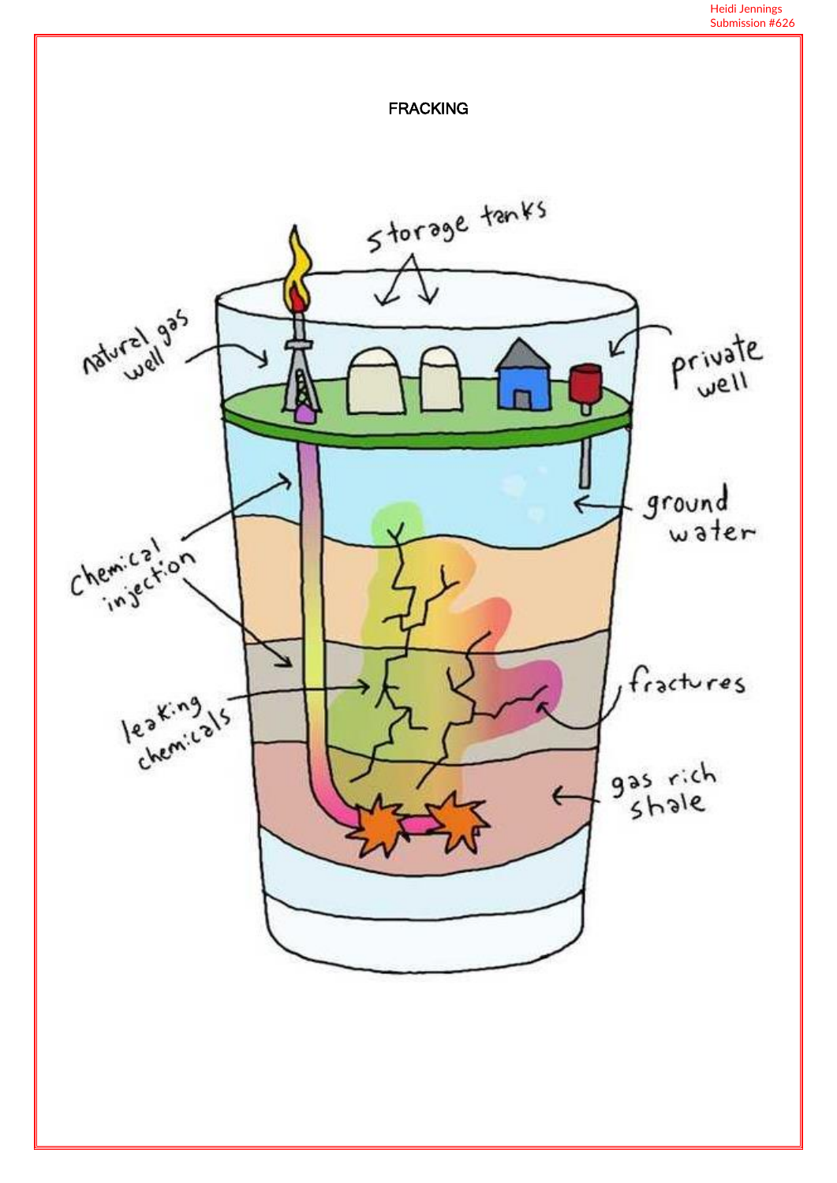# FRACKING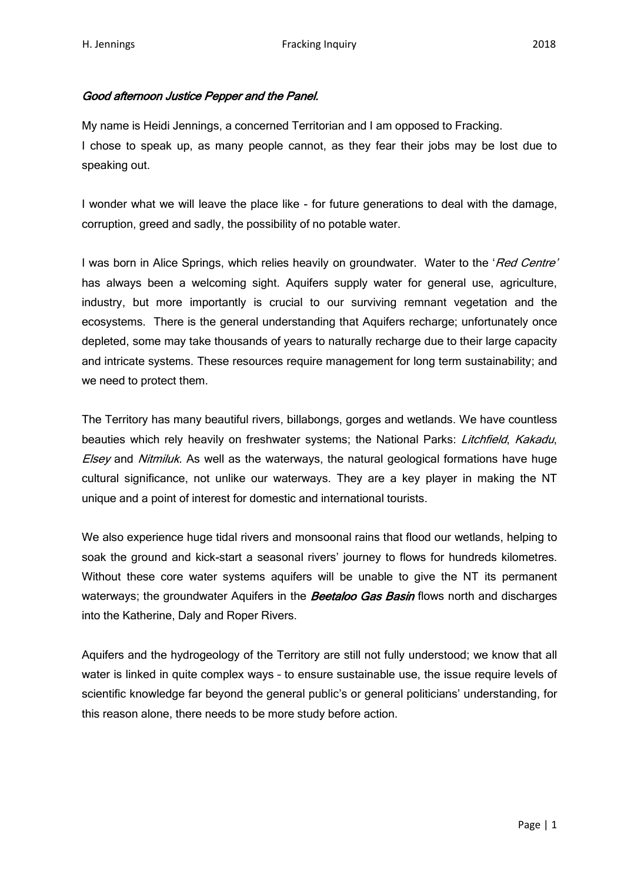*Good afternoon Justice Pepper and the Panel.*

My name is Heidi Jennings, a concerned Territorian and I am opposed to Fracking.
I chose to speak up, as many people cannot, as they fear their jobs may be lost due to speaking out.

I wonder what we will leave the place like – for future generations to deal with the damage, corruption, greed and sadly, the possibility of no potable water.

I was born in Alice Springs, which relies heavily on groundwater. Water to the '*Red Centre*' has always been a welcoming sight. Aquifers supply water for general use, agriculture, industry, but more importantly is crucial to our surviving remnant vegetation and the ecosystems. There is the general understanding that Aquifers recharge; unfortunately once depleted, some may take thousands of years to naturally recharge due to their large capacity and intricate systems. These resources require management for long term sustainability; and we need to protect them.

The Territory has many beautiful rivers, billabongs, gorges and wetlands. We have countless beauties which rely heavily on freshwater systems; the National Parks: *Litchfield*, *Kakadu*, *Elsey* and *Nitmiluk*. As well as the waterways, the natural geological formations have huge cultural significance, not unlike our waterways. They are a key player in making the NT unique and a point of interest for domestic and international tourists.

We also experience huge tidal rivers and monsoonal rains that flood our wetlands, helping to soak the ground and kick-start a seasonal rivers' journey to flows for hundreds kilometres. Without these core water systems aquifers will be unable to give the NT its permanent waterways; the groundwater Aquifers in the ***Beetaloo Gas Basin*** flows north and discharges into the Katherine, Daly and Roper Rivers.

Aquifers and the hydrogeology of the Territory are still not fully understood; we know that all water is linked in quite complex ways – to ensure sustainable use, the issue require levels of scientific knowledge far beyond the general public's or general politicians' understanding, for this reason alone, there needs to be more study before action.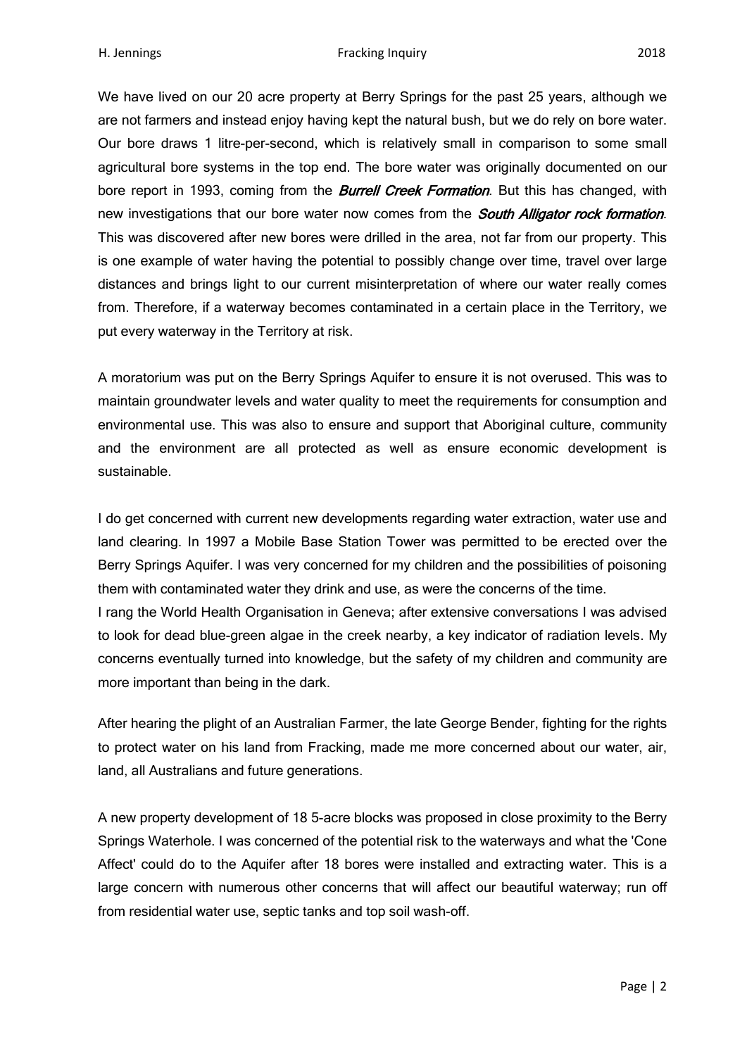We have lived on our 20 acre property at Berry Springs for the past 25 years, although we are not farmers and instead enjoy having kept the natural bush, but we do rely on bore water. Our bore draws 1 litre-per-second, which is relatively small in comparison to some small agricultural bore systems in the top end. The bore water was originally documented on our bore report in 1993, coming from the ***Burrell Creek Formation***. But this has changed, with new investigations that our bore water now comes from the ***South Alligator rock formation***. This was discovered after new bores were drilled in the area, not far from our property. This is one example of water having the potential to possibly change over time, travel over large distances and brings light to our current misinterpretation of where our water really comes from. Therefore, if a waterway becomes contaminated in a certain place in the Territory, we put every waterway in the Territory at risk.

A moratorium was put on the Berry Springs Aquifer to ensure it is not overused. This was to maintain groundwater levels and water quality to meet the requirements for consumption and environmental use. This was also to ensure and support that Aboriginal culture, community and the environment are all protected as well as ensure economic development is sustainable.

I do get concerned with current new developments regarding water extraction, water use and land clearing. In 1997 a Mobile Base Station Tower was permitted to be erected over the Berry Springs Aquifer. I was very concerned for my children and the possibilities of poisoning them with contaminated water they drink and use, as were the concerns of the time.
I rang the World Health Organisation in Geneva; after extensive conversations I was advised to look for dead blue-green algae in the creek nearby, a key indicator of radiation levels. My concerns eventually turned into knowledge, but the safety of my children and community are more important than being in the dark.

After hearing the plight of an Australian Farmer, the late George Bender, fighting for the rights to protect water on his land from Fracking, made me more concerned about our water, air, land, all Australians and future generations.

A new property development of 18 5-acre blocks was proposed in close proximity to the Berry Springs Waterhole. I was concerned of the potential risk to the waterways and what the 'Cone Affect' could do to the Aquifer after 18 bores were installed and extracting water. This is a large concern with numerous other concerns that will affect our beautiful waterway; run off from residential water use, septic tanks and top soil wash-off.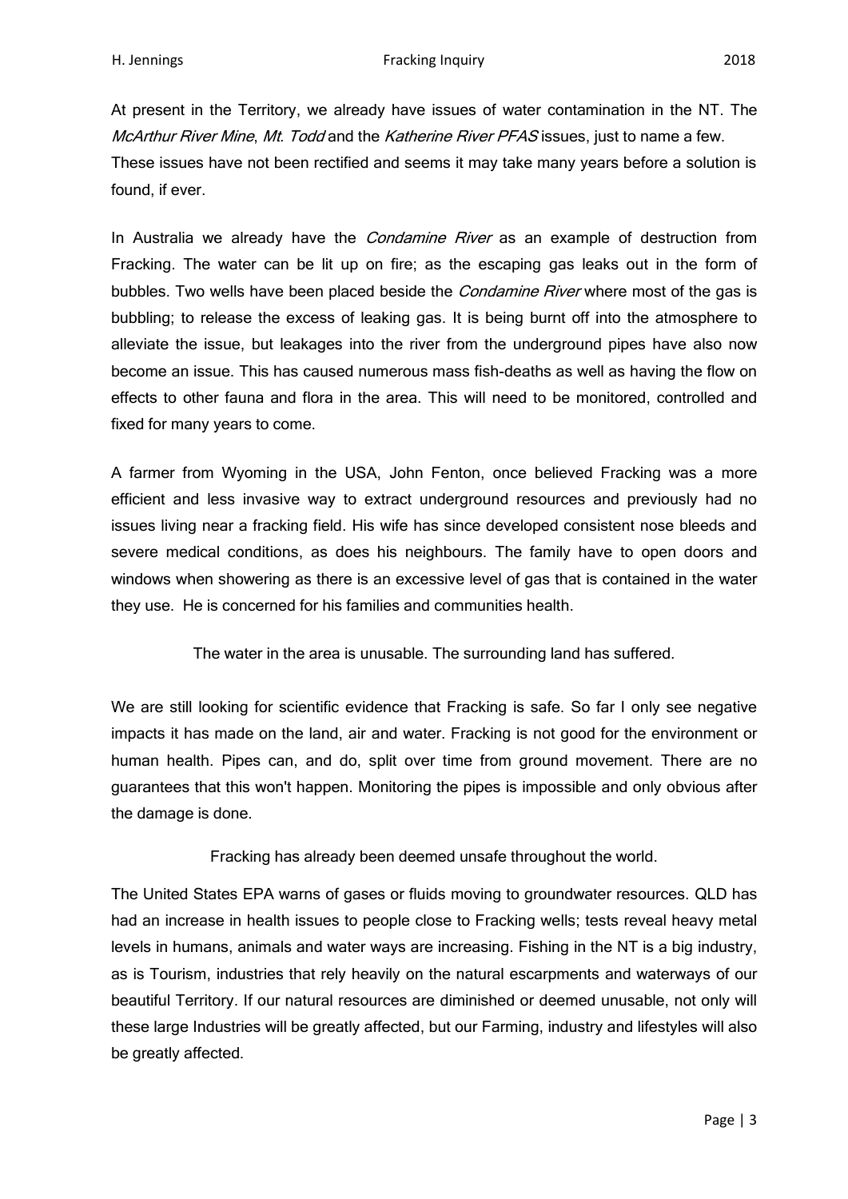At present in the Territory, we already have issues of water contamination in the NT. The *McArthur River Mine*, *Mt. Todd* and the *Katherine River PFAS* issues, just to name a few. These issues have not been rectified and seems it may take many years before a solution is found, if ever.

In Australia we already have the *Condamine River* as an example of destruction from Fracking. The water can be lit up on fire; as the escaping gas leaks out in the form of bubbles. Two wells have been placed beside the *Condamine River* where most of the gas is bubbling; to release the excess of leaking gas. It is being burnt off into the atmosphere to alleviate the issue, but leakages into the river from the underground pipes have also now become an issue. This has caused numerous mass fish-deaths as well as having the flow on effects to other fauna and flora in the area. This will need to be monitored, controlled and fixed for many years to come.

A farmer from Wyoming in the USA, John Fenton, once believed Fracking was a more efficient and less invasive way to extract underground resources and previously had no issues living near a fracking field. His wife has since developed consistent nose bleeds and severe medical conditions, as does his neighbours. The family have to open doors and windows when showering as there is an excessive level of gas that is contained in the water they use. He is concerned for his families and communities health.

The water in the area is unusable. The surrounding land has suffered.

We are still looking for scientific evidence that Fracking is safe. So far I only see negative impacts it has made on the land, air and water. Fracking is not good for the environment or human health. Pipes can, and do, split over time from ground movement. There are no guarantees that this won't happen. Monitoring the pipes is impossible and only obvious after the damage is done.

Fracking has already been deemed unsafe throughout the world.

The United States EPA warns of gases or fluids moving to groundwater resources. QLD has had an increase in health issues to people close to Fracking wells; tests reveal heavy metal levels in humans, animals and water ways are increasing. Fishing in the NT is a big industry, as is Tourism, industries that rely heavily on the natural escarpments and waterways of our beautiful Territory. If our natural resources are diminished or deemed unusable, not only will these large Industries will be greatly affected, but our Farming, industry and lifestyles will also be greatly affected.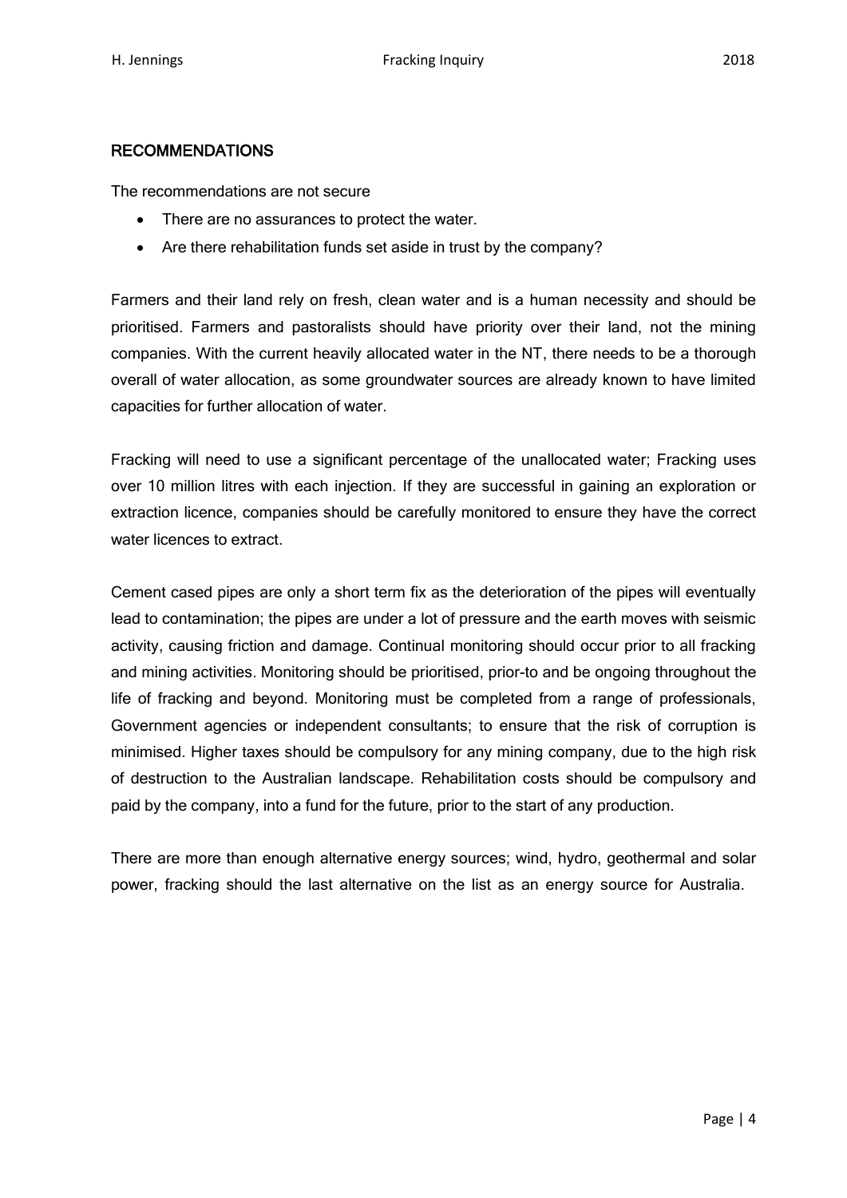## RECOMMENDATIONS

The recommendations are not secure

- There are no assurances to protect the water.
- Are there rehabilitation funds set aside in trust by the company?

Farmers and their land rely on fresh, clean water and is a human necessity and should be prioritised. Farmers and pastoralists should have priority over their land, not the mining companies. With the current heavily allocated water in the NT, there needs to be a thorough overall of water allocation, as some groundwater sources are already known to have limited capacities for further allocation of water.

Fracking will need to use a significant percentage of the unallocated water; Fracking uses over 10 million litres with each injection. If they are successful in gaining an exploration or extraction licence, companies should be carefully monitored to ensure they have the correct water licences to extract.

Cement cased pipes are only a short term fix as the deterioration of the pipes will eventually lead to contamination; the pipes are under a lot of pressure and the earth moves with seismic activity, causing friction and damage. Continual monitoring should occur prior to all fracking and mining activities. Monitoring should be prioritised, prior-to and be ongoing throughout the life of fracking and beyond. Monitoring must be completed from a range of professionals, Government agencies or independent consultants; to ensure that the risk of corruption is minimised. Higher taxes should be compulsory for any mining company, due to the high risk of destruction to the Australian landscape. Rehabilitation costs should be compulsory and paid by the company, into a fund for the future, prior to the start of any production.

There are more than enough alternative energy sources; wind, hydro, geothermal and solar power, fracking should the last alternative on the list as an energy source for Australia.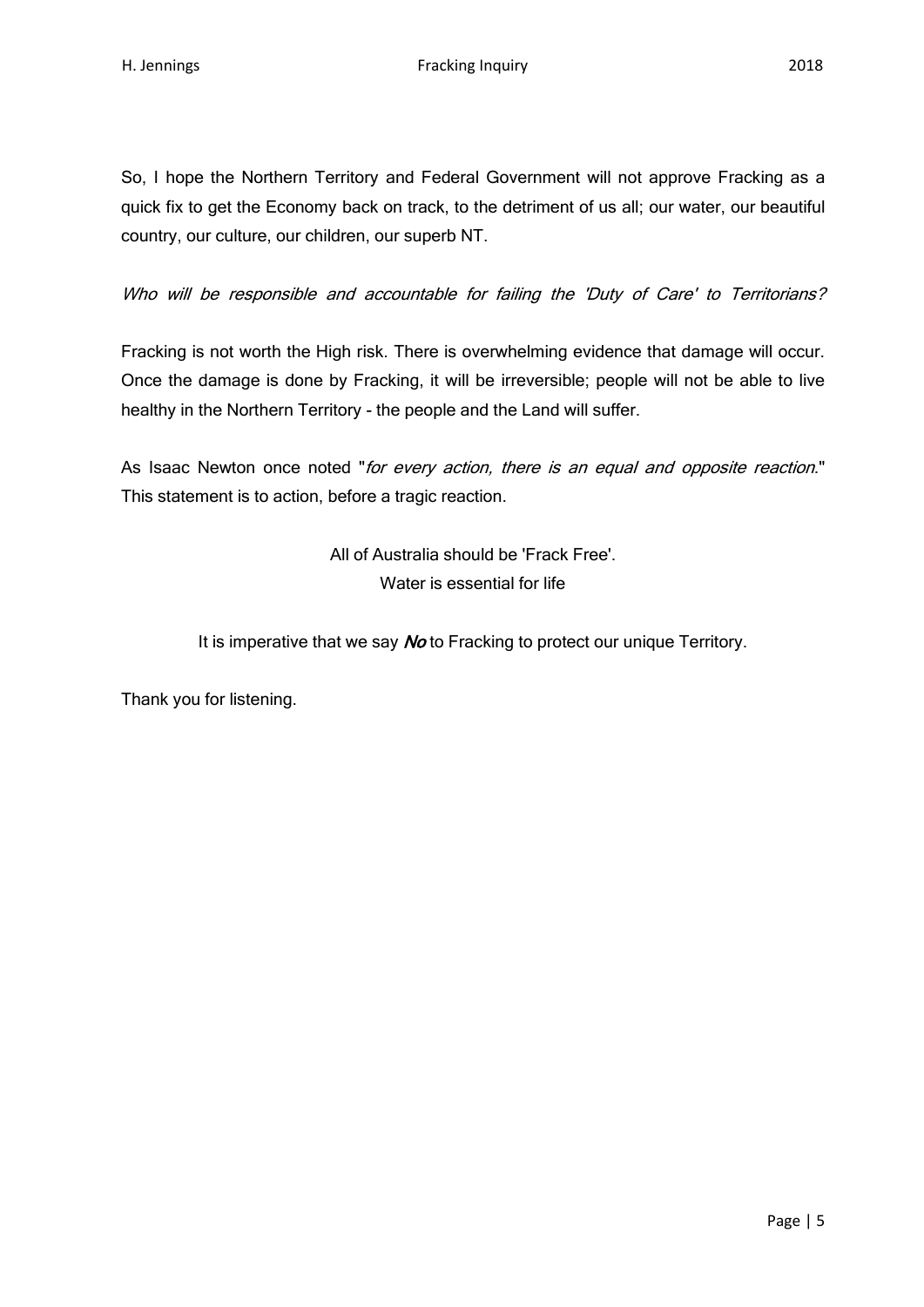So, I hope the Northern Territory and Federal Government will not approve Fracking as a quick fix to get the Economy back on track, to the detriment of us all; our water, our beautiful country, our culture, our children, our superb NT.

*Who will be responsible and accountable for failing the 'Duty of Care' to Territorians?*

Fracking is not worth the High risk. There is overwhelming evidence that damage will occur. Once the damage is done by Fracking, it will be irreversible; people will not be able to live healthy in the Northern Territory - the people and the Land will suffer.

As Isaac Newton once noted "*for every action, there is an equal and opposite reaction*." This statement is to action, before a tragic reaction.

All of Australia should be 'Frack Free'.
Water is essential for life

It is imperative that we say ***No*** to Fracking to protect our unique Territory.

Thank you for listening.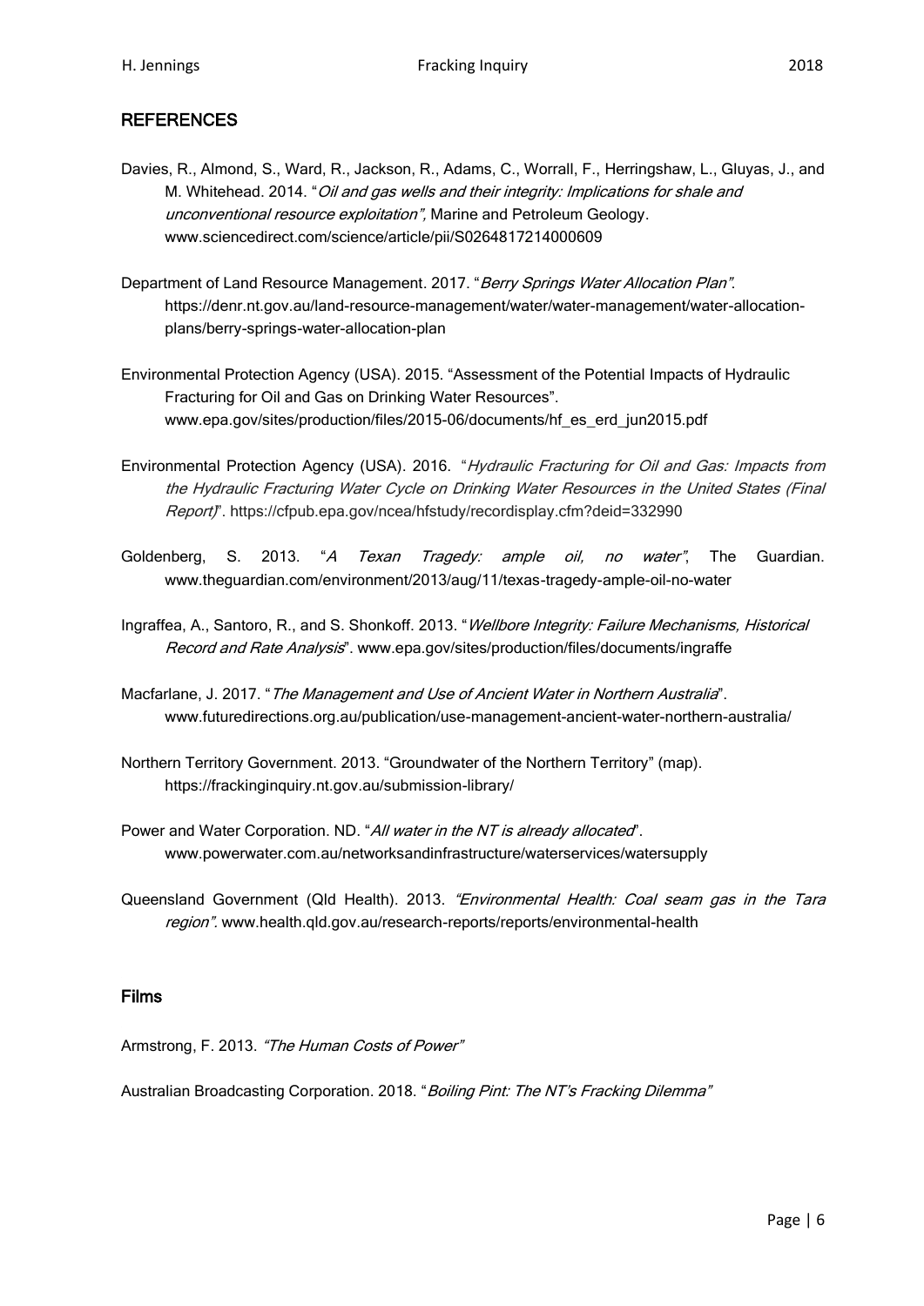## REFERENCES

Davies, R., Almond, S., Ward, R., Jackson, R., Adams, C., Worrall, F., Herringshaw, L., Gluyas, J., and M. Whitehead. 2014. "*Oil and gas wells and their integrity: Implications for shale and unconventional resource exploitation"*, Marine and Petroleum Geology. www.sciencedirect.com/science/article/pii/S0264817214000609

Department of Land Resource Management. 2017. "*Berry Springs Water Allocation Plan"*. https://denr.nt.gov.au/land-resource-management/water/water-management/water-allocation-plans/berry-springs-water-allocation-plan

Environmental Protection Agency (USA). 2015. "Assessment of the Potential Impacts of Hydraulic Fracturing for Oil and Gas on Drinking Water Resources". www.epa.gov/sites/production/files/2015-06/documents/hf_es_erd_jun2015.pdf

Environmental Protection Agency (USA). 2016. "*Hydraulic Fracturing for Oil and Gas: Impacts from the Hydraulic Fracturing Water Cycle on Drinking Water Resources in the United States (Final Report)*". https://cfpub.epa.gov/ncea/hfstudy/recordisplay.cfm?deid=332990

Goldenberg, S. 2013. "*A Texan Tragedy: ample oil, no water"*, The Guardian. www.theguardian.com/environment/2013/aug/11/texas-tragedy-ample-oil-no-water

Ingraffea, A., Santoro, R., and S. Shonkoff. 2013. "*Wellbore Integrity: Failure Mechanisms, Historical Record and Rate Analysis*". www.epa.gov/sites/production/files/documents/ingraffe

Macfarlane, J. 2017. "*The Management and Use of Ancient Water in Northern Australia*". www.futuredirections.org.au/publication/use-management-ancient-water-northern-australia/

Northern Territory Government. 2013. "Groundwater of the Northern Territory" (map). https://frackinginquiry.nt.gov.au/submission-library/

Power and Water Corporation. ND. "*All water in the NT is already allocated*". www.powerwater.com.au/networksandinfrastructure/waterservices/watersupply

Queensland Government (Qld Health). 2013. *"Environmental Health: Coal seam gas in the Tara region"*. www.health.qld.gov.au/research-reports/reports/environmental-health

### Films

Armstrong, F. 2013. *"The Human Costs of Power"*

Australian Broadcasting Corporation. 2018. "*Boiling Pint: The NT's Fracking Dilemma"*